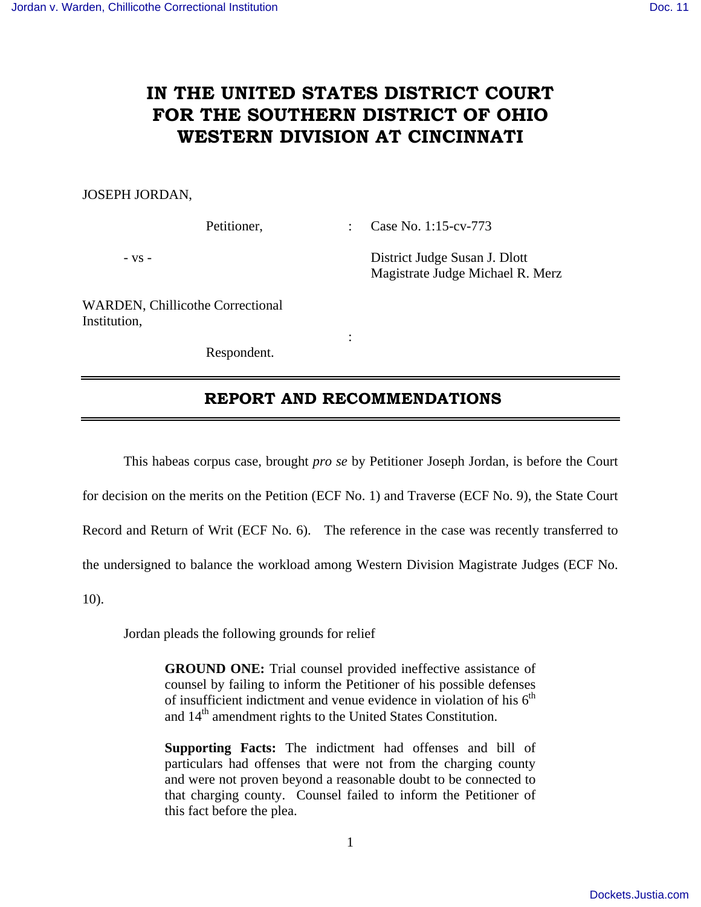# IN THE UNITED STATES DISTRICT COURT FOR THE SOUTHERN DISTRICT OF OHIO WESTERN DIVISION AT CINCINNATI

JOSEPH JORDAN,

Petitioner, : Case No. 1:15-cv-773

\- vs - District Judge Susan J. Dlott
Magistrate Judge Michael R. Merz

WARDEN, Chillicothe Correctional Institution,

:

Respondent.

## REPORT AND RECOMMENDATIONS

This habeas corpus case, brought *pro se* by Petitioner Joseph Jordan, is before the Court for decision on the merits on the Petition (ECF No. 1) and Traverse (ECF No. 9), the State Court Record and Return of Writ (ECF No. 6). The reference in the case was recently transferred to the undersigned to balance the workload among Western Division Magistrate Judges (ECF No. 10).

Jordan pleads the following grounds for relief

> **GROUND ONE:** Trial counsel provided ineffective assistance of counsel by failing to inform the Petitioner of his possible defenses of insufficient indictment and venue evidence in violation of his 6th and 14th amendment rights to the United States Constitution.
>
> **Supporting Facts:** The indictment had offenses and bill of particulars had offenses that were not from the charging county and were not proven beyond a reasonable doubt to be connected to that charging county. Counsel failed to inform the Petitioner of this fact before the plea.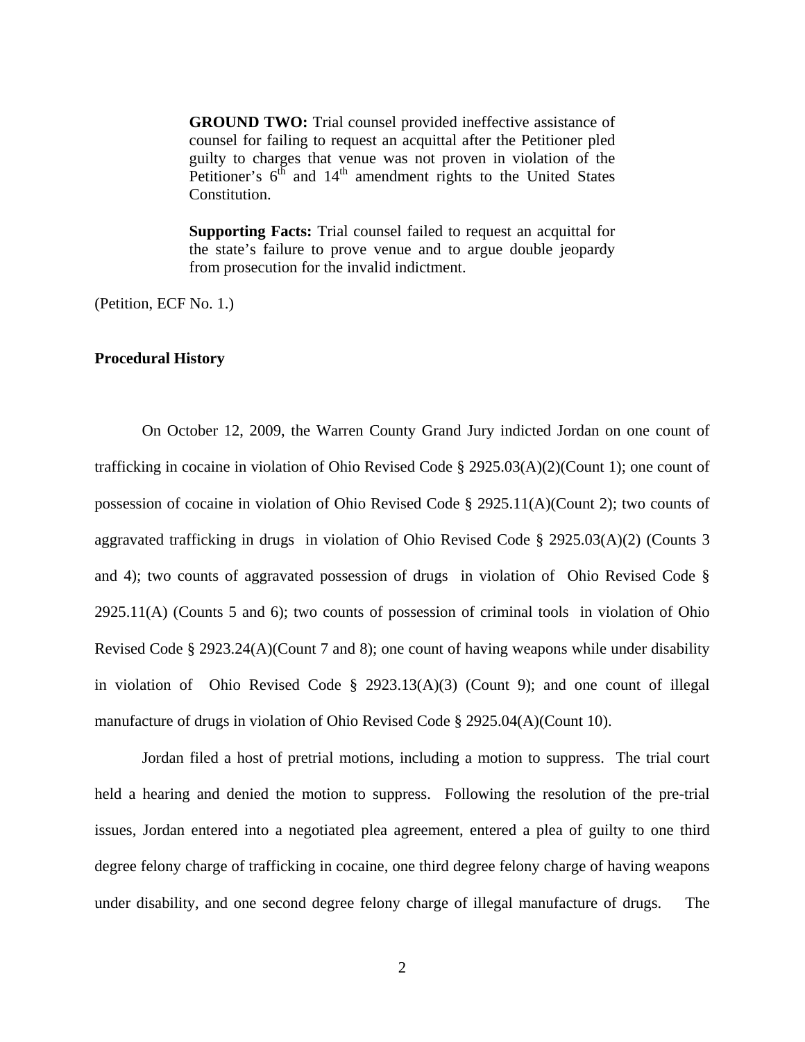> **GROUND TWO:** Trial counsel provided ineffective assistance of counsel for failing to request an acquittal after the Petitioner pled guilty to charges that venue was not proven in violation of the Petitioner's 6th and 14th amendment rights to the United States Constitution.
>
> **Supporting Facts:** Trial counsel failed to request an acquittal for the state's failure to prove venue and to argue double jeopardy from prosecution for the invalid indictment.

(Petition, ECF No. 1.)

**Procedural History**

On October 12, 2009, the Warren County Grand Jury indicted Jordan on one count of trafficking in cocaine in violation of Ohio Revised Code § 2925.03(A)(2)(Count 1); one count of possession of cocaine in violation of Ohio Revised Code § 2925.11(A)(Count 2); two counts of aggravated trafficking in drugs in violation of Ohio Revised Code § 2925.03(A)(2) (Counts 3 and 4); two counts of aggravated possession of drugs in violation of Ohio Revised Code § 2925.11(A) (Counts 5 and 6); two counts of possession of criminal tools in violation of Ohio Revised Code § 2923.24(A)(Count 7 and 8); one count of having weapons while under disability in violation of Ohio Revised Code § 2923.13(A)(3) (Count 9); and one count of illegal manufacture of drugs in violation of Ohio Revised Code § 2925.04(A)(Count 10).

Jordan filed a host of pretrial motions, including a motion to suppress. The trial court held a hearing and denied the motion to suppress. Following the resolution of the pre-trial issues, Jordan entered into a negotiated plea agreement, entered a plea of guilty to one third degree felony charge of trafficking in cocaine, one third degree felony charge of having weapons under disability, and one second degree felony charge of illegal manufacture of drugs. The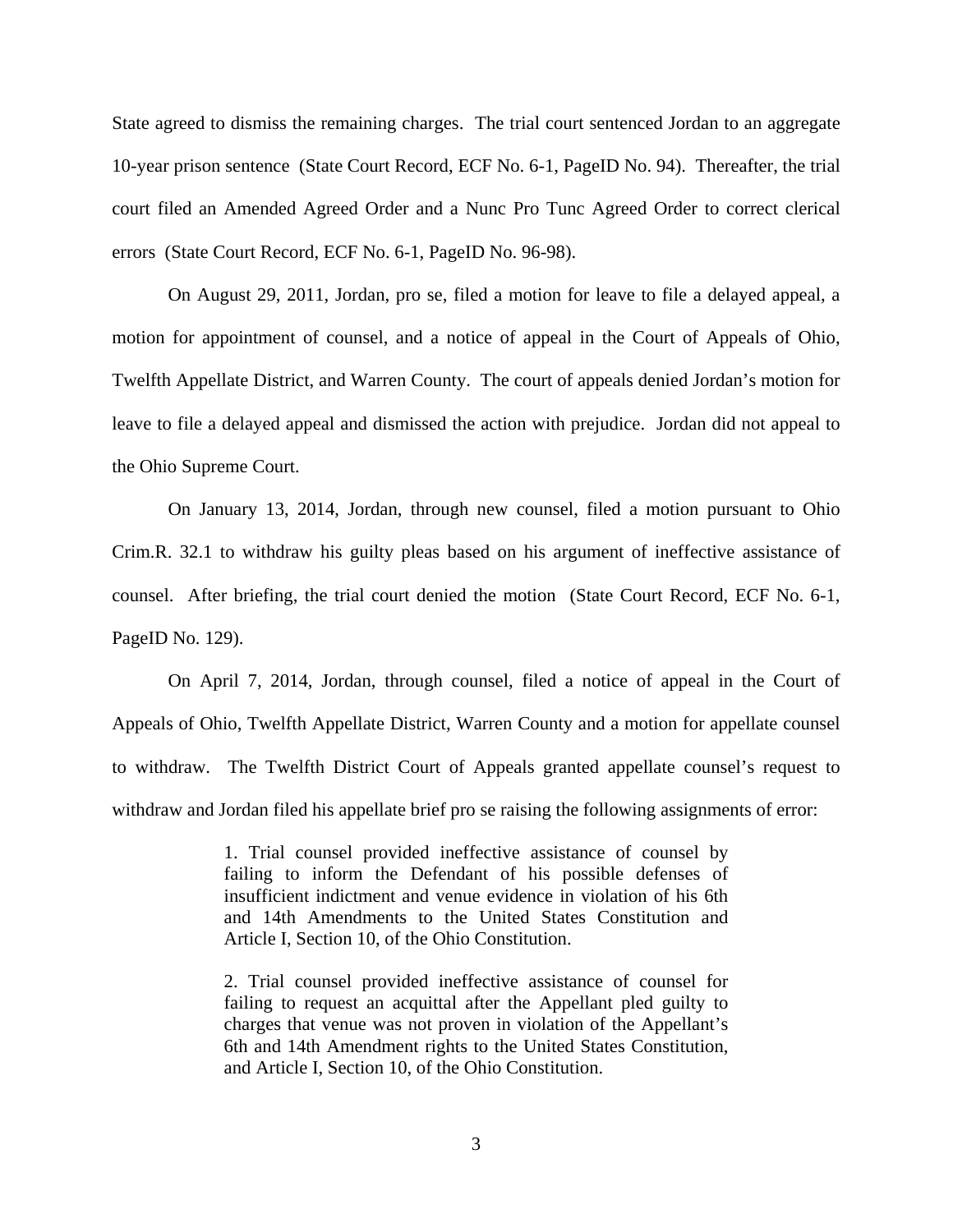State agreed to dismiss the remaining charges. The trial court sentenced Jordan to an aggregate 10-year prison sentence (State Court Record, ECF No. 6-1, PageID No. 94). Thereafter, the trial court filed an Amended Agreed Order and a Nunc Pro Tunc Agreed Order to correct clerical errors (State Court Record, ECF No. 6-1, PageID No. 96-98).

On August 29, 2011, Jordan, pro se, filed a motion for leave to file a delayed appeal, a motion for appointment of counsel, and a notice of appeal in the Court of Appeals of Ohio, Twelfth Appellate District, and Warren County. The court of appeals denied Jordan's motion for leave to file a delayed appeal and dismissed the action with prejudice. Jordan did not appeal to the Ohio Supreme Court.

On January 13, 2014, Jordan, through new counsel, filed a motion pursuant to Ohio Crim.R. 32.1 to withdraw his guilty pleas based on his argument of ineffective assistance of counsel. After briefing, the trial court denied the motion (State Court Record, ECF No. 6-1, PageID No. 129).

On April 7, 2014, Jordan, through counsel, filed a notice of appeal in the Court of Appeals of Ohio, Twelfth Appellate District, Warren County and a motion for appellate counsel to withdraw. The Twelfth District Court of Appeals granted appellate counsel's request to withdraw and Jordan filed his appellate brief pro se raising the following assignments of error:

> 1. Trial counsel provided ineffective assistance of counsel by failing to inform the Defendant of his possible defenses of insufficient indictment and venue evidence in violation of his 6th and 14th Amendments to the United States Constitution and Article I, Section 10, of the Ohio Constitution.
>
> 2. Trial counsel provided ineffective assistance of counsel for failing to request an acquittal after the Appellant pled guilty to charges that venue was not proven in violation of the Appellant's 6th and 14th Amendment rights to the United States Constitution, and Article I, Section 10, of the Ohio Constitution.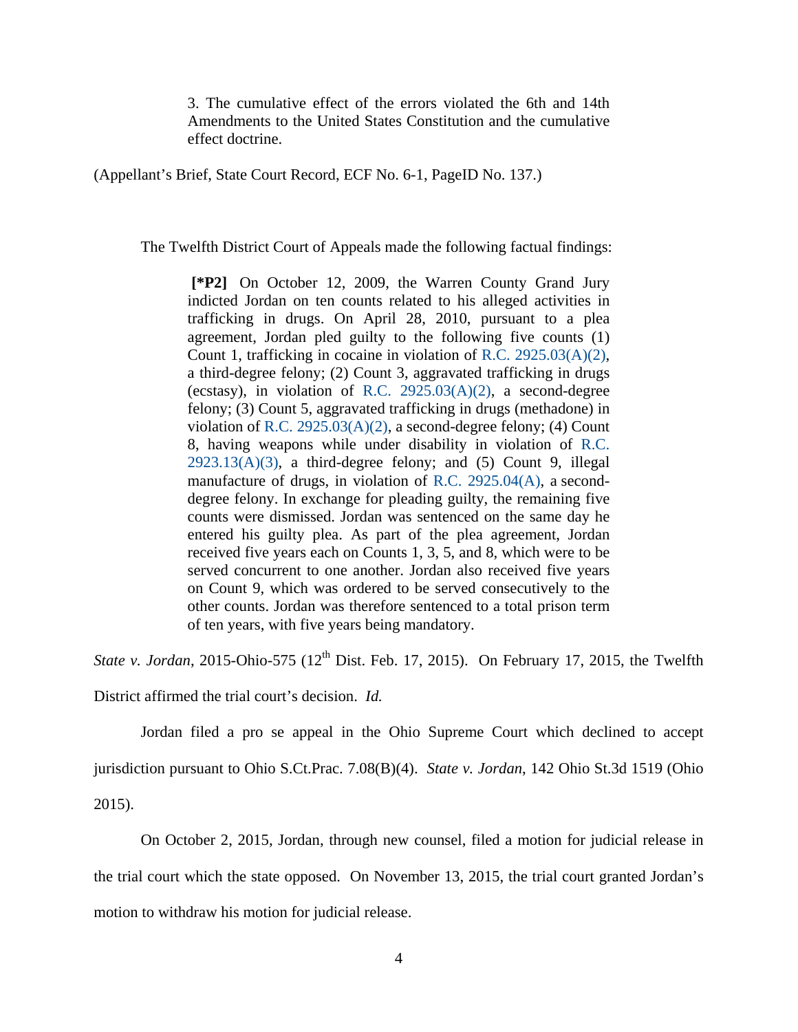> 3. The cumulative effect of the errors violated the 6th and 14th Amendments to the United States Constitution and the cumulative effect doctrine.

(Appellant's Brief, State Court Record, ECF No. 6-1, PageID No. 137.)

The Twelfth District Court of Appeals made the following factual findings:

> **[*P2]** On October 12, 2009, the Warren County Grand Jury indicted Jordan on ten counts related to his alleged activities in trafficking in drugs. On April 28, 2010, pursuant to a plea agreement, Jordan pled guilty to the following five counts (1) Count 1, trafficking in cocaine in violation of R.C. 2925.03(A)(2), a third-degree felony; (2) Count 3, aggravated trafficking in drugs (ecstasy), in violation of R.C. 2925.03(A)(2), a second-degree felony; (3) Count 5, aggravated trafficking in drugs (methadone) in violation of R.C. 2925.03(A)(2), a second-degree felony; (4) Count 8, having weapons while under disability in violation of R.C. 2923.13(A)(3), a third-degree felony; and (5) Count 9, illegal manufacture of drugs, in violation of R.C. 2925.04(A), a second-degree felony. In exchange for pleading guilty, the remaining five counts were dismissed. Jordan was sentenced on the same day he entered his guilty plea. As part of the plea agreement, Jordan received five years each on Counts 1, 3, 5, and 8, which were to be served concurrent to one another. Jordan also received five years on Count 9, which was ordered to be served consecutively to the other counts. Jordan was therefore sentenced to a total prison term of ten years, with five years being mandatory.

*State v. Jordan*, 2015-Ohio-575 (12th Dist. Feb. 17, 2015). On February 17, 2015, the Twelfth District affirmed the trial court's decision. *Id.*

Jordan filed a pro se appeal in the Ohio Supreme Court which declined to accept jurisdiction pursuant to Ohio S.Ct.Prac. 7.08(B)(4). *State v. Jordan*, 142 Ohio St.3d 1519 (Ohio 2015).

On October 2, 2015, Jordan, through new counsel, filed a motion for judicial release in the trial court which the state opposed. On November 13, 2015, the trial court granted Jordan's motion to withdraw his motion for judicial release.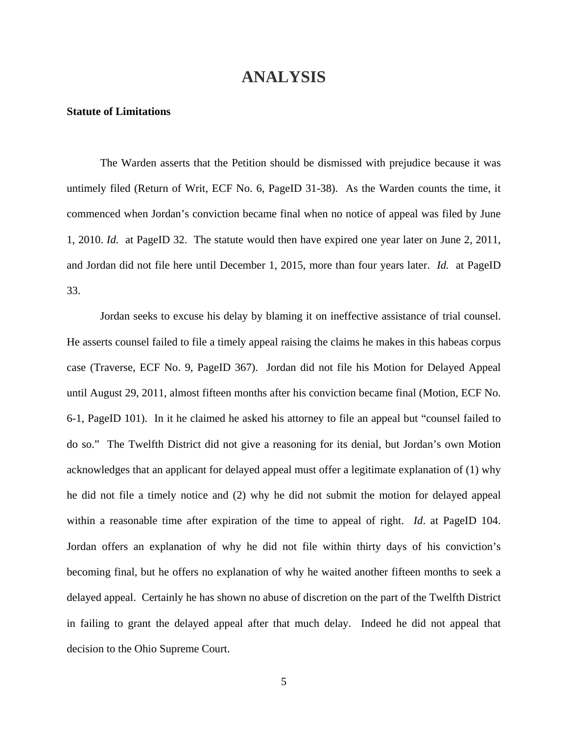# ANALYSIS

**Statute of Limitations**

The Warden asserts that the Petition should be dismissed with prejudice because it was untimely filed (Return of Writ, ECF No. 6, PageID 31-38). As the Warden counts the time, it commenced when Jordan's conviction became final when no notice of appeal was filed by June 1, 2010. *Id.* at PageID 32. The statute would then have expired one year later on June 2, 2011, and Jordan did not file here until December 1, 2015, more than four years later. *Id.* at PageID 33.

Jordan seeks to excuse his delay by blaming it on ineffective assistance of trial counsel. He asserts counsel failed to file a timely appeal raising the claims he makes in this habeas corpus case (Traverse, ECF No. 9, PageID 367). Jordan did not file his Motion for Delayed Appeal until August 29, 2011, almost fifteen months after his conviction became final (Motion, ECF No. 6-1, PageID 101). In it he claimed he asked his attorney to file an appeal but "counsel failed to do so." The Twelfth District did not give a reasoning for its denial, but Jordan's own Motion acknowledges that an applicant for delayed appeal must offer a legitimate explanation of (1) why he did not file a timely notice and (2) why he did not submit the motion for delayed appeal within a reasonable time after expiration of the time to appeal of right. *Id*. at PageID 104. Jordan offers an explanation of why he did not file within thirty days of his conviction's becoming final, but he offers no explanation of why he waited another fifteen months to seek a delayed appeal. Certainly he has shown no abuse of discretion on the part of the Twelfth District in failing to grant the delayed appeal after that much delay. Indeed he did not appeal that decision to the Ohio Supreme Court.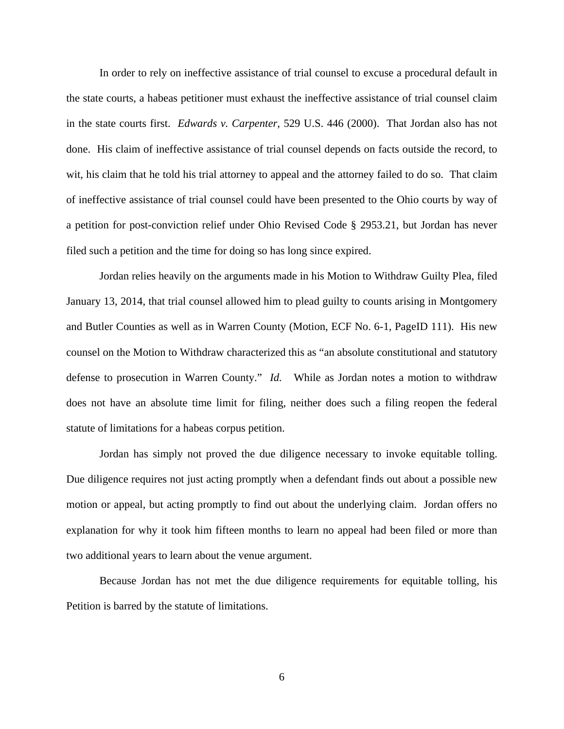In order to rely on ineffective assistance of trial counsel to excuse a procedural default in the state courts, a habeas petitioner must exhaust the ineffective assistance of trial counsel claim in the state courts first. *Edwards v. Carpenter*, 529 U.S. 446 (2000). That Jordan also has not done. His claim of ineffective assistance of trial counsel depends on facts outside the record, to wit, his claim that he told his trial attorney to appeal and the attorney failed to do so. That claim of ineffective assistance of trial counsel could have been presented to the Ohio courts by way of a petition for post-conviction relief under Ohio Revised Code § 2953.21, but Jordan has never filed such a petition and the time for doing so has long since expired.

Jordan relies heavily on the arguments made in his Motion to Withdraw Guilty Plea, filed January 13, 2014, that trial counsel allowed him to plead guilty to counts arising in Montgomery and Butler Counties as well as in Warren County (Motion, ECF No. 6-1, PageID 111). His new counsel on the Motion to Withdraw characterized this as "an absolute constitutional and statutory defense to prosecution in Warren County." *Id.* While as Jordan notes a motion to withdraw does not have an absolute time limit for filing, neither does such a filing reopen the federal statute of limitations for a habeas corpus petition.

Jordan has simply not proved the due diligence necessary to invoke equitable tolling. Due diligence requires not just acting promptly when a defendant finds out about a possible new motion or appeal, but acting promptly to find out about the underlying claim. Jordan offers no explanation for why it took him fifteen months to learn no appeal had been filed or more than two additional years to learn about the venue argument.

Because Jordan has not met the due diligence requirements for equitable tolling, his Petition is barred by the statute of limitations.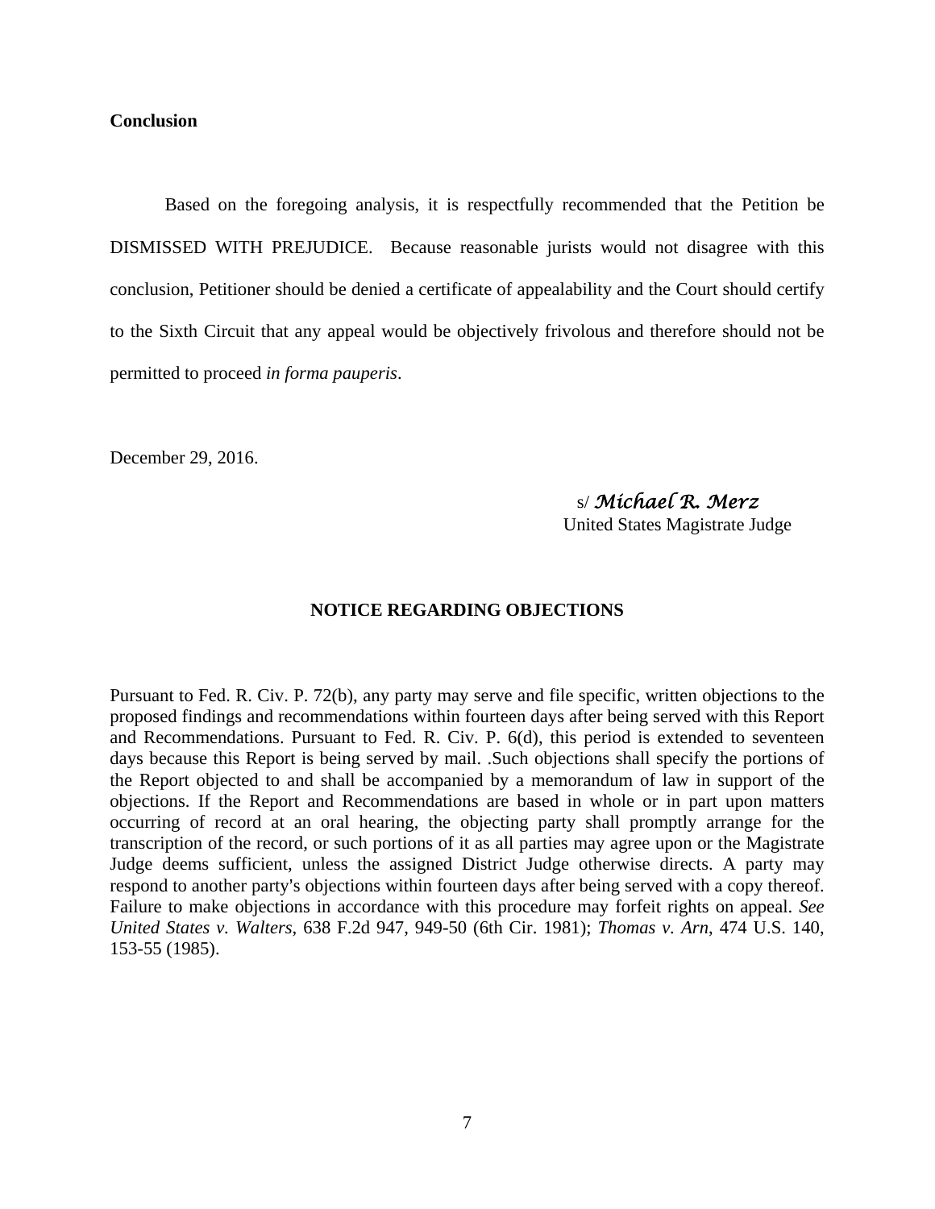**Conclusion**

Based on the foregoing analysis, it is respectfully recommended that the Petition be DISMISSED WITH PREJUDICE. Because reasonable jurists would not disagree with this conclusion, Petitioner should be denied a certificate of appealability and the Court should certify to the Sixth Circuit that any appeal would be objectively frivolous and therefore should not be permitted to proceed *in forma pauperis*.

December 29, 2016.

s/ *Michael R. Merz*
United States Magistrate Judge

**NOTICE REGARDING OBJECTIONS**

Pursuant to Fed. R. Civ. P. 72(b), any party may serve and file specific, written objections to the proposed findings and recommendations within fourteen days after being served with this Report and Recommendations. Pursuant to Fed. R. Civ. P. 6(d), this period is extended to seventeen days because this Report is being served by mail. .Such objections shall specify the portions of the Report objected to and shall be accompanied by a memorandum of law in support of the objections. If the Report and Recommendations are based in whole or in part upon matters occurring of record at an oral hearing, the objecting party shall promptly arrange for the transcription of the record, or such portions of it as all parties may agree upon or the Magistrate Judge deems sufficient, unless the assigned District Judge otherwise directs. A party may respond to another party's objections within fourteen days after being served with a copy thereof. Failure to make objections in accordance with this procedure may forfeit rights on appeal. *See United States v. Walters*, 638 F.2d 947, 949-50 (6th Cir. 1981); *Thomas v. Arn*, 474 U.S. 140, 153-55 (1985).